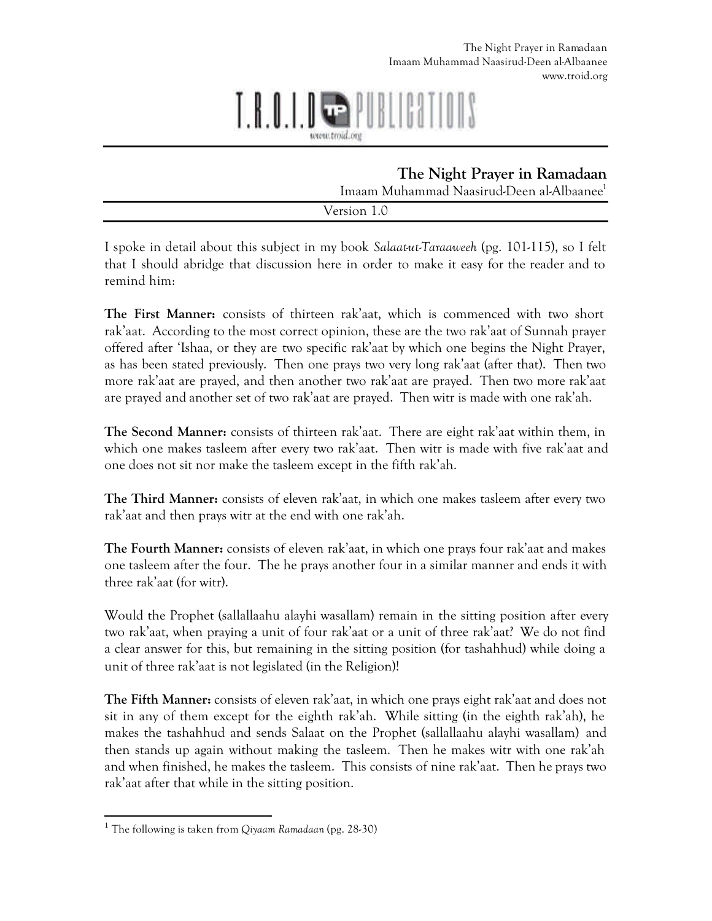# The Night Prayer in Ramadaan

Imaam Muhammad Naasirud-Deen al-Albaanee[1]

Version 1.0

I spoke in detail about this subject in my book *Salaatut-Taraaweeh* (pg. 101-115), so I felt that I should abridge that discussion here in order to make it easy for the reader and to remind him:

**The First Manner:** consists of thirteen rak'aat, which is commenced with two short rak'aat. According to the most correct opinion, these are the two rak'aat of Sunnah prayer offered after 'Ishaa, or they are two specific rak'aat by which one begins the Night Prayer, as has been stated previously. Then one prays two very long rak'aat (after that). Then two more rak'aat are prayed, and then another two rak'aat are prayed. Then two more rak'aat are prayed and another set of two rak'aat are prayed. Then witr is made with one rak'ah.

**The Second Manner:** consists of thirteen rak'aat. There are eight rak'aat within them, in which one makes tasleem after every two rak'aat. Then witr is made with five rak'aat and one does not sit nor make the tasleem except in the fifth rak'ah.

**The Third Manner:** consists of eleven rak'aat, in which one makes tasleem after every two rak'aat and then prays witr at the end with one rak'ah.

**The Fourth Manner:** consists of eleven rak'aat, in which one prays four rak'aat and makes one tasleem after the four. The he prays another four in a similar manner and ends it with three rak'aat (for witr).

Would the Prophet (sallallaahu alayhi wasallam) remain in the sitting position after every two rak'aat, when praying a unit of four rak'aat or a unit of three rak'aat? We do not find a clear answer for this, but remaining in the sitting position (for tashahhud) while doing a unit of three rak'aat is not legislated (in the Religion)!

**The Fifth Manner:** consists of eleven rak'aat, in which one prays eight rak'aat and does not sit in any of them except for the eighth rak'ah. While sitting (in the eighth rak'ah), he makes the tashahhud and sends Salaat on the Prophet (sallallaahu alayhi wasallam) and then stands up again without making the tasleem. Then he makes witr with one rak'ah and when finished, he makes the tasleem. This consists of nine rak'aat. Then he prays two rak'aat after that while in the sitting position.

[1] The following is taken from *Qiyaam Ramadaan* (pg. 28-30)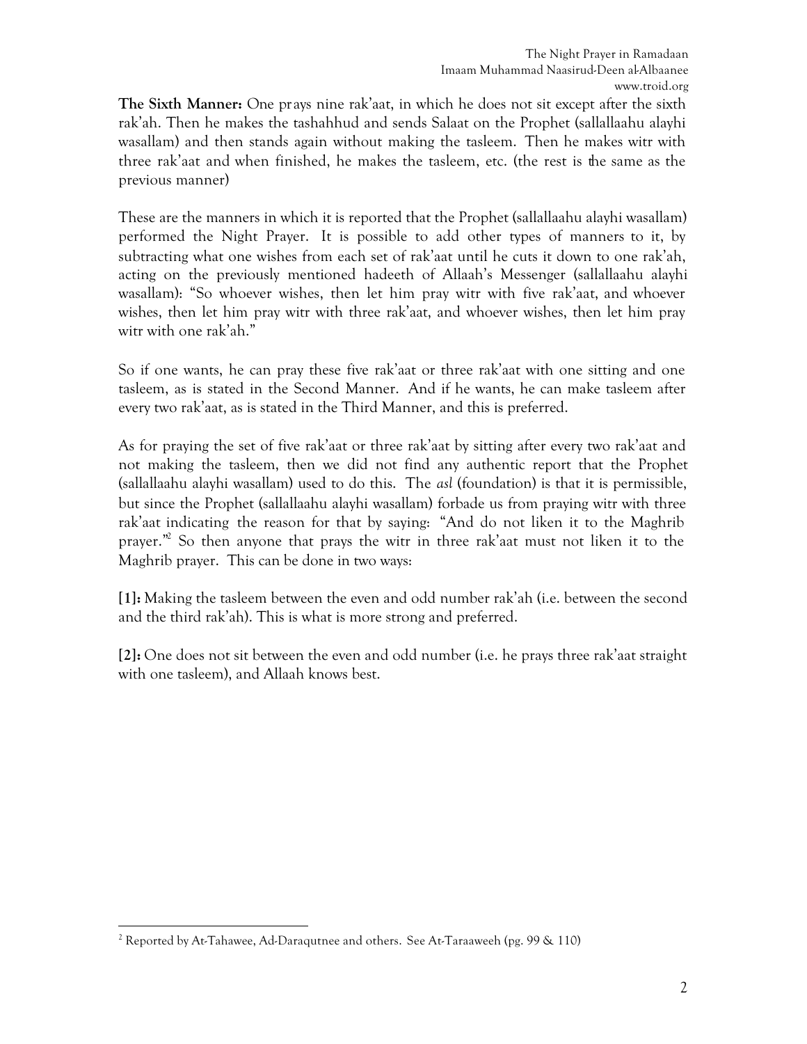**The Sixth Manner:** One prays nine rak'aat, in which he does not sit except after the sixth rak'ah. Then he makes the tashahhud and sends Salaat on the Prophet (sallallaahu alayhi wasallam) and then stands again without making the tasleem. Then he makes witr with three rak'aat and when finished, he makes the tasleem, etc. (the rest is the same as the previous manner)

These are the manners in which it is reported that the Prophet (sallallaahu alayhi wasallam) performed the Night Prayer. It is possible to add other types of manners to it, by subtracting what one wishes from each set of rak'aat until he cuts it down to one rak'ah, acting on the previously mentioned hadeeth of Allaah's Messenger (sallallaahu alayhi wasallam): "So whoever wishes, then let him pray witr with five rak'aat, and whoever wishes, then let him pray witr with three rak'aat, and whoever wishes, then let him pray witr with one rak'ah."

So if one wants, he can pray these five rak'aat or three rak'aat with one sitting and one tasleem, as is stated in the Second Manner. And if he wants, he can make tasleem after every two rak'aat, as is stated in the Third Manner, and this is preferred.

As for praying the set of five rak'aat or three rak'aat by sitting after every two rak'aat and not making the tasleem, then we did not find any authentic report that the Prophet (sallallaahu alayhi wasallam) used to do this. The *asl* (foundation) is that it is permissible, but since the Prophet (sallallaahu alayhi wasallam) forbade us from praying witr with three rak'aat indicating the reason for that by saying: "And do not liken it to the Maghrib prayer."[2] So then anyone that prays the witr in three rak'aat must not liken it to the Maghrib prayer. This can be done in two ways:

**[1]:** Making the tasleem between the even and odd number rak'ah (i.e. between the second and the third rak'ah). This is what is more strong and preferred.

**[2]:** One does not sit between the even and odd number (i.e. he prays three rak'aat straight with one tasleem), and Allaah knows best.

[2] Reported by At-Tahawee, Ad-Daraqutnee and others. See At-Taraaweeh (pg. 99 & 110)